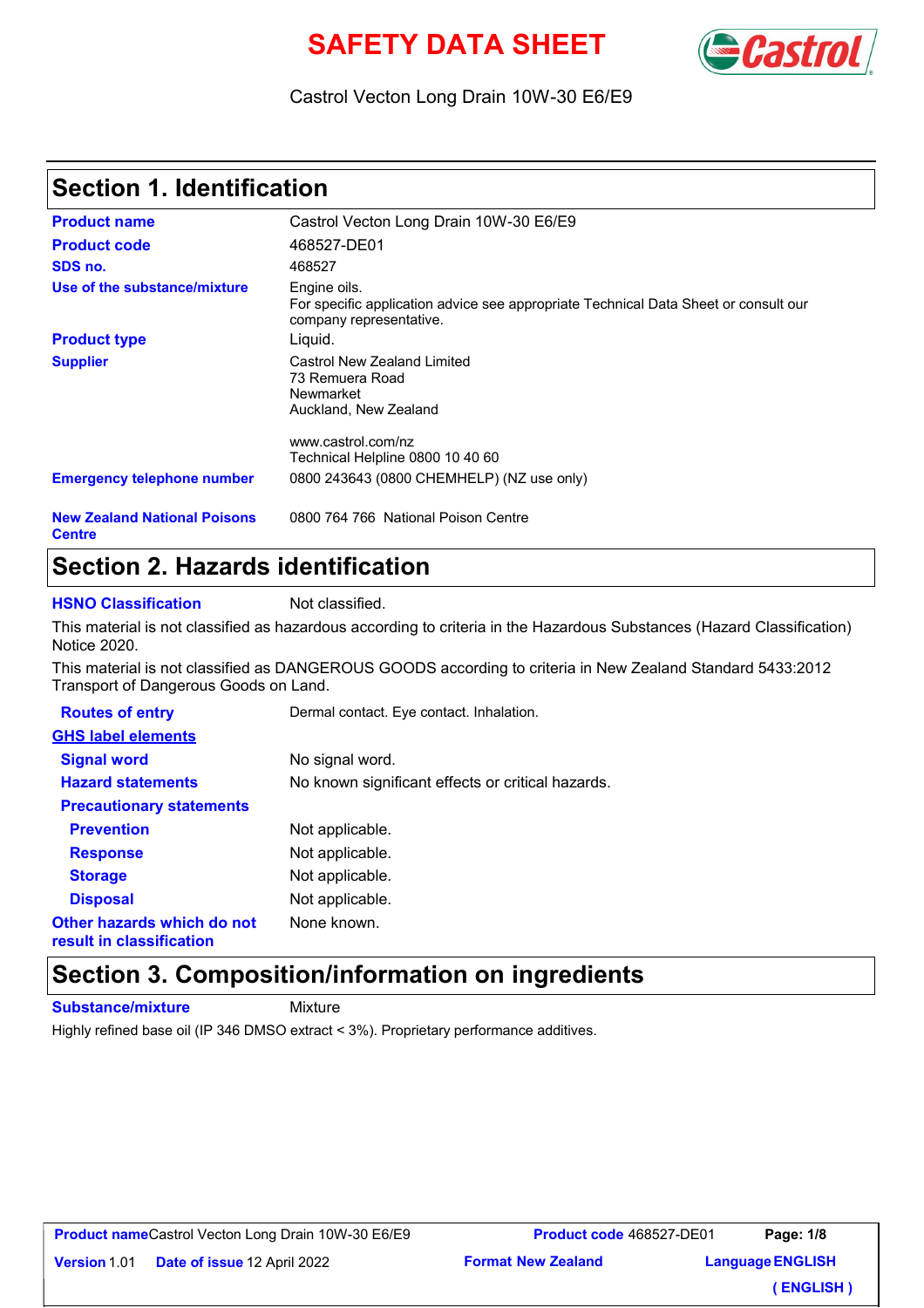# SAFETY DATA SHEET

Castrol Vecton Long Drain 10W-30 E6/E9

## Section 1. Identification

| | |
|---|---|
| **Product name** | Castrol Vecton Long Drain 10W-30 E6/E9 |
| **Product code** | 468527-DE01 |
| **SDS no.** | 468527 |
| **Use of the substance/mixture** | Engine oils. For specific application advice see appropriate Technical Data Sheet or consult our company representative. |
| **Product type** | Liquid. |
| **Supplier** | Castrol New Zealand Limited<br>73 Remuera Road<br>Newmarket<br>Auckland, New Zealand<br><br>www.castrol.com/nz<br>Technical Helpline 0800 10 40 60 |
| **Emergency telephone number** | 0800 243643 (0800 CHEMHELP) (NZ use only) |
| **New Zealand National Poisons Centre** | 0800 764 766 National Poison Centre |

## Section 2. Hazards identification

**HSNO Classification** Not classified.

This material is not classified as hazardous according to criteria in the Hazardous Substances (Hazard Classification) Notice 2020.

This material is not classified as DANGEROUS GOODS according to criteria in New Zealand Standard 5433:2012 Transport of Dangerous Goods on Land.

**Routes of entry** Dermal contact. Eye contact. Inhalation.

**GHS label elements**

| | |
|---|---|
| **Signal word** | No signal word. |
| **Hazard statements** | No known significant effects or critical hazards. |
| **Precautionary statements** | |
| **Prevention** | Not applicable. |
| **Response** | Not applicable. |
| **Storage** | Not applicable. |
| **Disposal** | Not applicable. |
| **Other hazards which do not result in classification** | None known. |

## Section 3. Composition/information on ingredients

**Substance/mixture** Mixture

Highly refined base oil (IP 346 DMSO extract < 3%). Proprietary performance additives.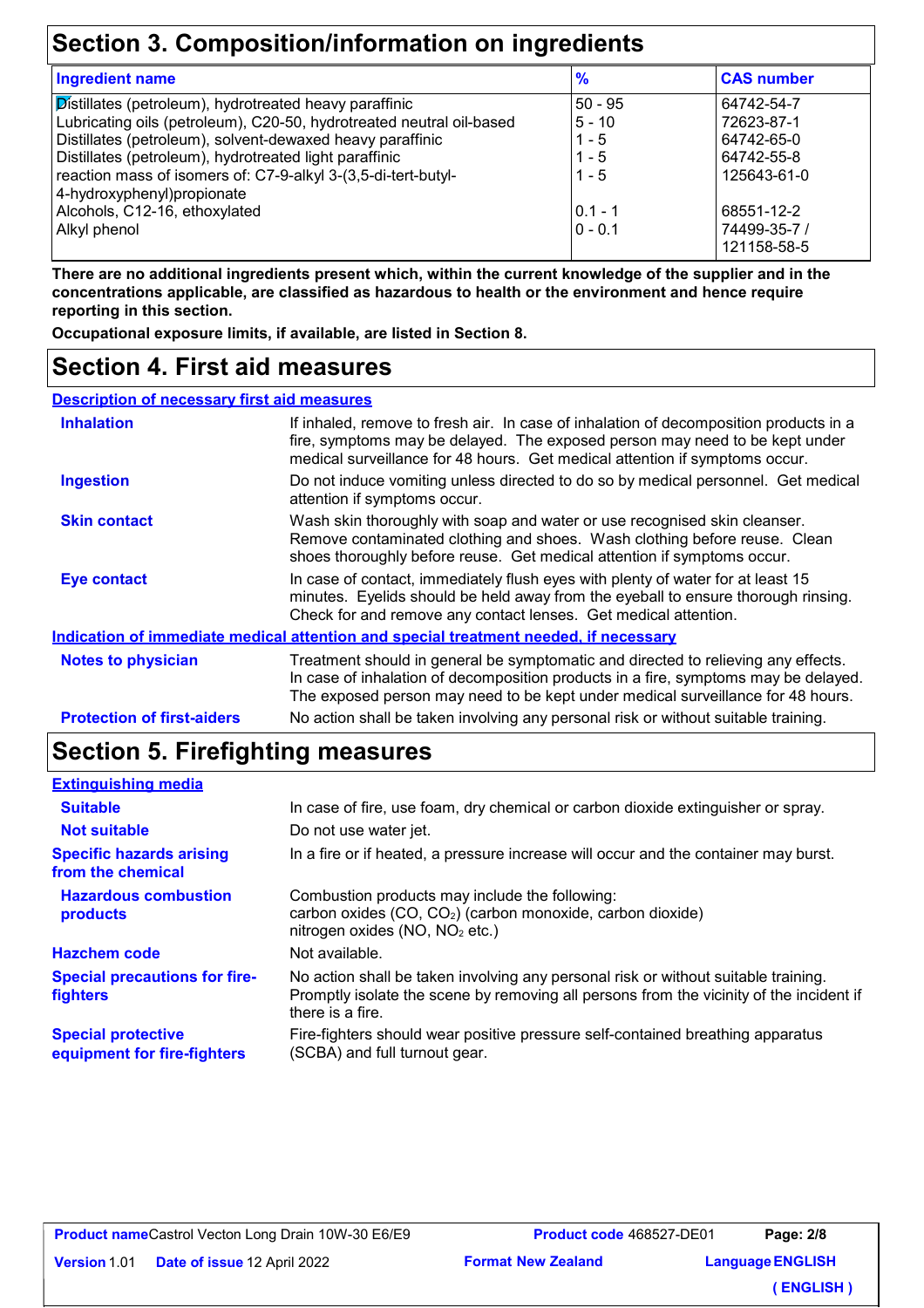# Section 3. Composition/information on ingredients

| Ingredient name | % | CAS number |
|---|---|---|
| Distillates (petroleum), hydrotreated heavy paraffinic | 50 - 95 | 64742-54-7 |
| Lubricating oils (petroleum), C20-50, hydrotreated neutral oil-based | 5 - 10 | 72623-87-1 |
| Distillates (petroleum), solvent-dewaxed heavy paraffinic | 1 - 5 | 64742-65-0 |
| Distillates (petroleum), hydrotreated light paraffinic | 1 - 5 | 64742-55-8 |
| reaction mass of isomers of: C7-9-alkyl 3-(3,5-di-tert-butyl-4-hydroxyphenyl)propionate | 1 - 5 | 125643-61-0 |
| Alcohols, C12-16, ethoxylated | 0.1 - 1 | 68551-12-2 |
| Alkyl phenol | 0 - 0.1 | 74499-35-7 / 121158-58-5 |

**There are no additional ingredients present which, within the current knowledge of the supplier and in the concentrations applicable, are classified as hazardous to health or the environment and hence require reporting in this section.**

**Occupational exposure limits, if available, are listed in Section 8.**

# Section 4. First aid measures

## Description of necessary first aid measures

**Inhalation**: If inhaled, remove to fresh air. In case of inhalation of decomposition products in a fire, symptoms may be delayed. The exposed person may need to be kept under medical surveillance for 48 hours. Get medical attention if symptoms occur.

**Ingestion**: Do not induce vomiting unless directed to do so by medical personnel. Get medical attention if symptoms occur.

**Skin contact**: Wash skin thoroughly with soap and water or use recognised skin cleanser. Remove contaminated clothing and shoes. Wash clothing before reuse. Clean shoes thoroughly before reuse. Get medical attention if symptoms occur.

**Eye contact**: In case of contact, immediately flush eyes with plenty of water for at least 15 minutes. Eyelids should be held away from the eyeball to ensure thorough rinsing. Check for and remove any contact lenses. Get medical attention.

## Indication of immediate medical attention and special treatment needed, if necessary

**Notes to physician**: Treatment should in general be symptomatic and directed to relieving any effects. In case of inhalation of decomposition products in a fire, symptoms may be delayed. The exposed person may need to be kept under medical surveillance for 48 hours.

**Protection of first-aiders**: No action shall be taken involving any personal risk or without suitable training.

# Section 5. Firefighting measures

## Extinguishing media

**Suitable**: In case of fire, use foam, dry chemical or carbon dioxide extinguisher or spray.

**Not suitable**: Do not use water jet.

**Specific hazards arising from the chemical**: In a fire or if heated, a pressure increase will occur and the container may burst.

**Hazardous combustion products**: Combustion products may include the following:
carbon oxides ($CO$, $CO_2$) (carbon monoxide, carbon dioxide)
nitrogen oxides ($NO$, $NO_2$ etc.)

**Hazchem code**: Not available.

**Special precautions for fire-fighters**: No action shall be taken involving any personal risk or without suitable training. Promptly isolate the scene by removing all persons from the vicinity of the incident if there is a fire.

**Special protective equipment for fire-fighters**: Fire-fighters should wear positive pressure self-contained breathing apparatus (SCBA) and full turnout gear.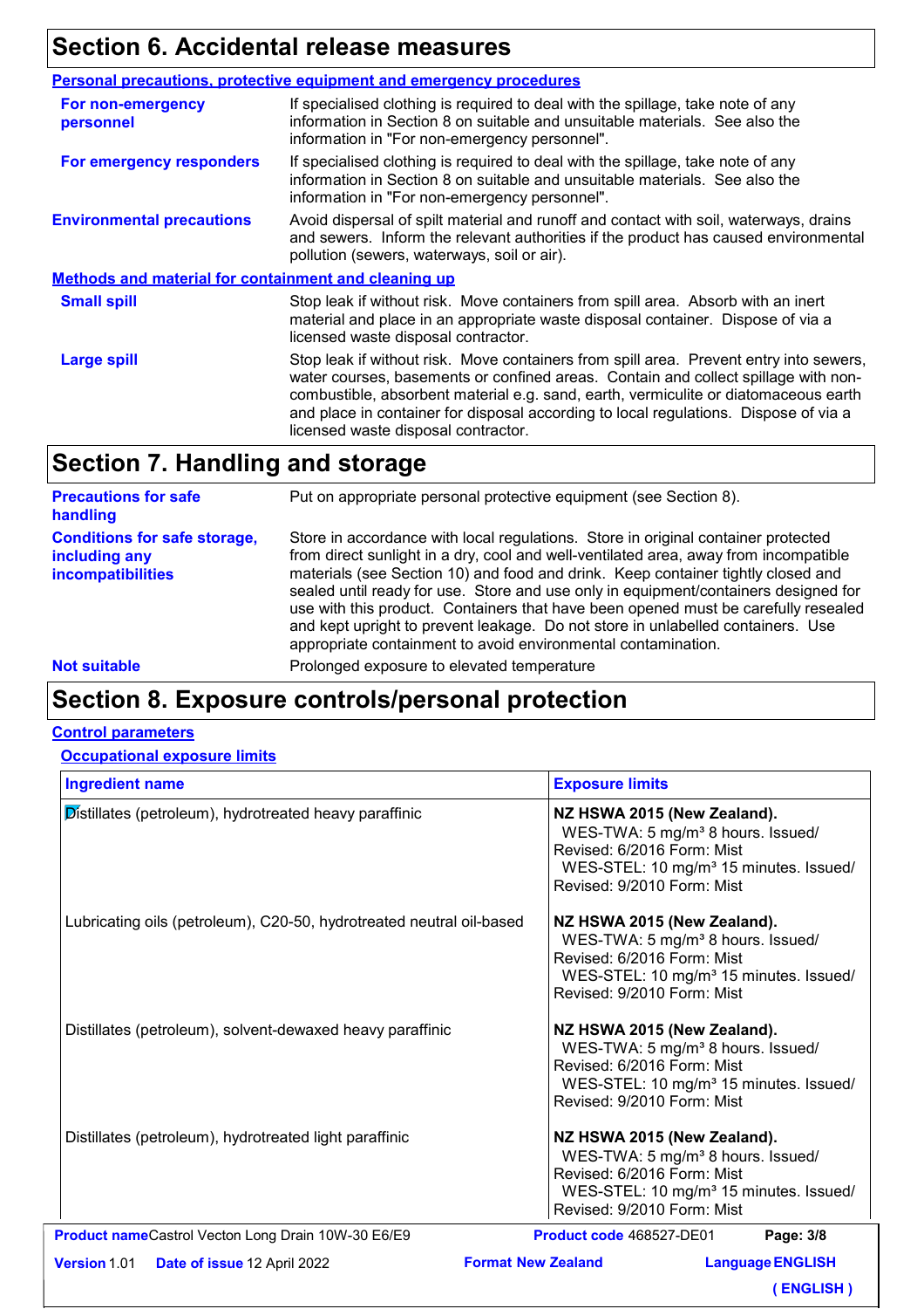## Section 6. Accidental release measures

### Personal precautions, protective equipment and emergency procedures

| | |
|---|---|
| **For non-emergency personnel** | If specialised clothing is required to deal with the spillage, take note of any information in Section 8 on suitable and unsuitable materials. See also the information in "For non-emergency personnel". |
| **For emergency responders** | If specialised clothing is required to deal with the spillage, take note of any information in Section 8 on suitable and unsuitable materials. See also the information in "For non-emergency personnel". |
| **Environmental precautions** | Avoid dispersal of spilt material and runoff and contact with soil, waterways, drains and sewers. Inform the relevant authorities if the product has caused environmental pollution (sewers, waterways, soil or air). |

### Methods and material for containment and cleaning up

| | |
|---|---|
| **Small spill** | Stop leak if without risk. Move containers from spill area. Absorb with an inert material and place in an appropriate waste disposal container. Dispose of via a licensed waste disposal contractor. |
| **Large spill** | Stop leak if without risk. Move containers from spill area. Prevent entry into sewers, water courses, basements or confined areas. Contain and collect spillage with non-combustible, absorbent material e.g. sand, earth, vermiculite or diatomaceous earth and place in container for disposal according to local regulations. Dispose of via a licensed waste disposal contractor. |

## Section 7. Handling and storage

| | |
|---|---|
| **Precautions for safe handling** | Put on appropriate personal protective equipment (see Section 8). |
| **Conditions for safe storage, including any incompatibilities** | Store in accordance with local regulations. Store in original container protected from direct sunlight in a dry, cool and well-ventilated area, away from incompatible materials (see Section 10) and food and drink. Keep container tightly closed and sealed until ready for use. Store and use only in equipment/containers designed for use with this product. Containers that have been opened must be carefully resealed and kept upright to prevent leakage. Do not store in unlabelled containers. Use appropriate containment to avoid environmental contamination. |
| **Not suitable** | Prolonged exposure to elevated temperature |

## Section 8. Exposure controls/personal protection

### Control parameters

#### Occupational exposure limits

| Ingredient name | Exposure limits |
|---|---|
| Distillates (petroleum), hydrotreated heavy paraffinic | **NZ HSWA 2015 (New Zealand).**<br>WES-TWA: 5 mg/m³ 8 hours. Issued/Revised: 6/2016 Form: Mist<br>WES-STEL: 10 mg/m³ 15 minutes. Issued/Revised: 9/2010 Form: Mist |
| Lubricating oils (petroleum), C20-50, hydrotreated neutral oil-based | **NZ HSWA 2015 (New Zealand).**<br>WES-TWA: 5 mg/m³ 8 hours. Issued/Revised: 6/2016 Form: Mist<br>WES-STEL: 10 mg/m³ 15 minutes. Issued/Revised: 9/2010 Form: Mist |
| Distillates (petroleum), solvent-dewaxed heavy paraffinic | **NZ HSWA 2015 (New Zealand).**<br>WES-TWA: 5 mg/m³ 8 hours. Issued/Revised: 6/2016 Form: Mist<br>WES-STEL: 10 mg/m³ 15 minutes. Issued/Revised: 9/2010 Form: Mist |
| Distillates (petroleum), hydrotreated light paraffinic | **NZ HSWA 2015 (New Zealand).**<br>WES-TWA: 5 mg/m³ 8 hours. Issued/Revised: 6/2016 Form: Mist<br>WES-STEL: 10 mg/m³ 15 minutes. Issued/Revised: 9/2010 Form: Mist |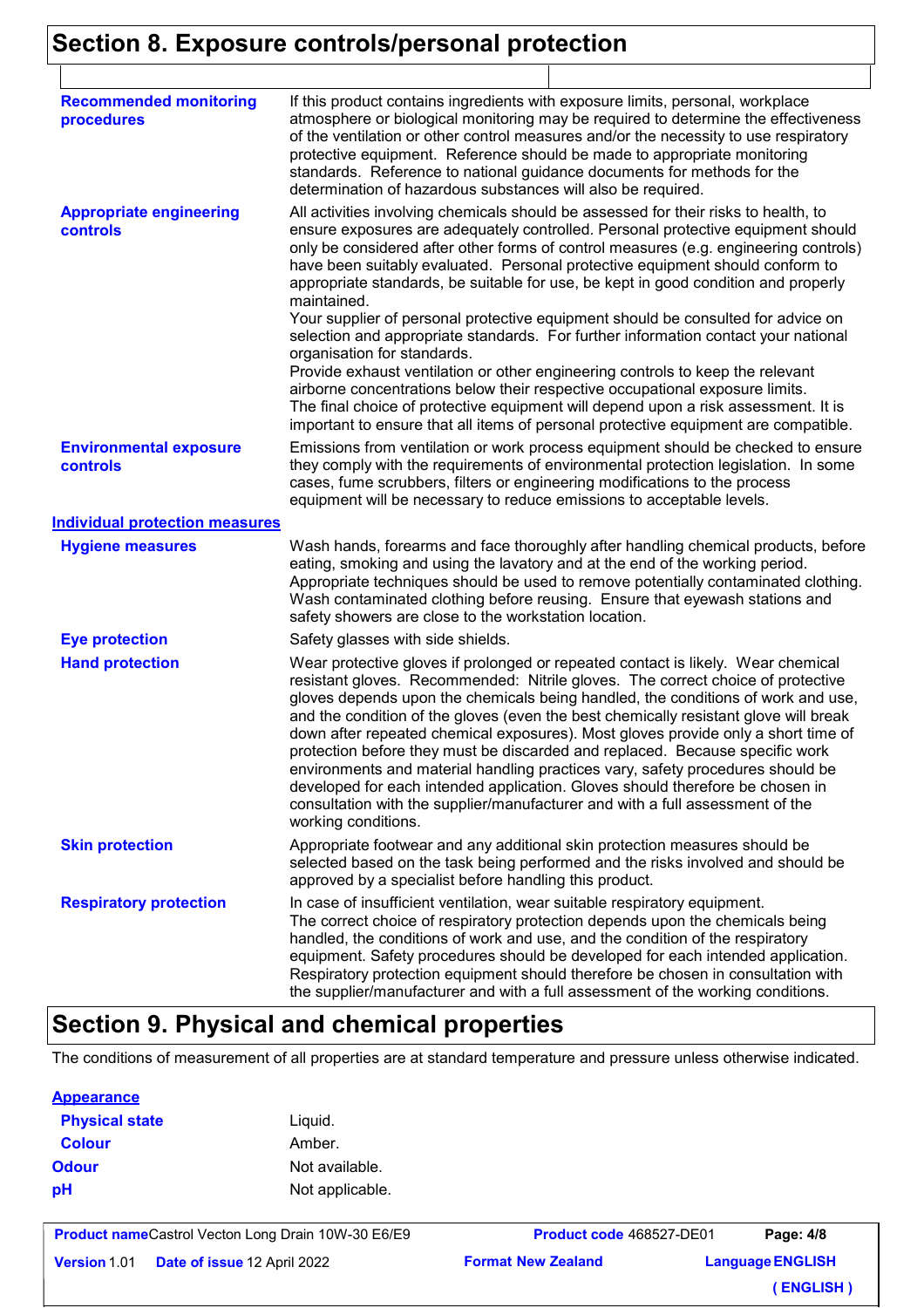## Section 8. Exposure controls/personal protection

| | |
|---|---|
| **Recommended monitoring procedures** | If this product contains ingredients with exposure limits, personal, workplace atmosphere or biological monitoring may be required to determine the effectiveness of the ventilation or other control measures and/or the necessity to use respiratory protective equipment. Reference should be made to appropriate monitoring standards. Reference to national guidance documents for methods for the determination of hazardous substances will also be required. |
| **Appropriate engineering controls** | All activities involving chemicals should be assessed for their risks to health, to ensure exposures are adequately controlled. Personal protective equipment should only be considered after other forms of control measures (e.g. engineering controls) have been suitably evaluated. Personal protective equipment should conform to appropriate standards, be suitable for use, be kept in good condition and properly maintained.<br>Your supplier of personal protective equipment should be consulted for advice on selection and appropriate standards. For further information contact your national organisation for standards.<br>Provide exhaust ventilation or other engineering controls to keep the relevant airborne concentrations below their respective occupational exposure limits.<br>The final choice of protective equipment will depend upon a risk assessment. It is important to ensure that all items of personal protective equipment are compatible. |
| **Environmental exposure controls** | Emissions from ventilation or work process equipment should be checked to ensure they comply with the requirements of environmental protection legislation. In some cases, fume scrubbers, filters or engineering modifications to the process equipment will be necessary to reduce emissions to acceptable levels. |

### Individual protection measures

| | |
|---|---|
| **Hygiene measures** | Wash hands, forearms and face thoroughly after handling chemical products, before eating, smoking and using the lavatory and at the end of the working period. Appropriate techniques should be used to remove potentially contaminated clothing. Wash contaminated clothing before reusing. Ensure that eyewash stations and safety showers are close to the workstation location. |
| **Eye protection** | Safety glasses with side shields. |
| **Hand protection** | Wear protective gloves if prolonged or repeated contact is likely. Wear chemical resistant gloves. Recommended: Nitrile gloves. The correct choice of protective gloves depends upon the chemicals being handled, the conditions of work and use, and the condition of the gloves (even the best chemically resistant glove will break down after repeated chemical exposures). Most gloves provide only a short time of protection before they must be discarded and replaced. Because specific work environments and material handling practices vary, safety procedures should be developed for each intended application. Gloves should therefore be chosen in consultation with the supplier/manufacturer and with a full assessment of the working conditions. |
| **Skin protection** | Appropriate footwear and any additional skin protection measures should be selected based on the task being performed and the risks involved and should be approved by a specialist before handling this product. |
| **Respiratory protection** | In case of insufficient ventilation, wear suitable respiratory equipment.<br>The correct choice of respiratory protection depends upon the chemicals being handled, the conditions of work and use, and the condition of the respiratory equipment. Safety procedures should be developed for each intended application. Respiratory protection equipment should therefore be chosen in consultation with the supplier/manufacturer and with a full assessment of the working conditions. |

## Section 9. Physical and chemical properties

The conditions of measurement of all properties are at standard temperature and pressure unless otherwise indicated.

### Appearance

| | |
|---|---|
| **Physical state** | Liquid. |
| **Colour** | Amber. |
| **Odour** | Not available. |
| **pH** | Not applicable. |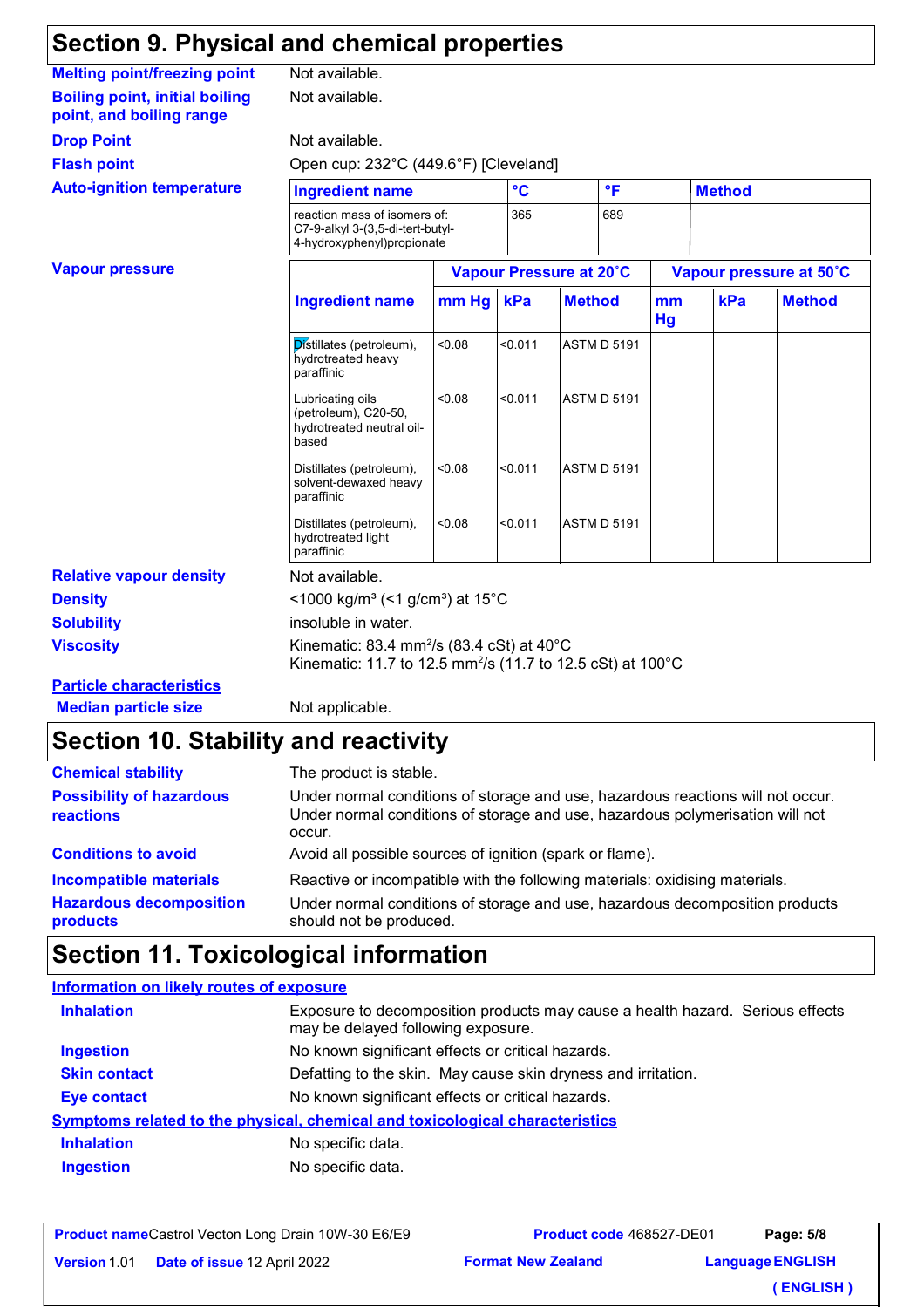## Section 9. Physical and chemical properties

**Melting point/freezing point**: Not available.

**Boiling point, initial boiling point, and boiling range**: Not available.

**Drop Point**: Not available.

**Flash point**: Open cup: 232°C (449.6°F) [Cleveland]

**Auto-ignition temperature**

| Ingredient name | °C | °F | Method |
|---|---|---|---|
| reaction mass of isomers of: C7-9-alkyl 3-(3,5-di-tert-butyl-4-hydroxyphenyl)propionate | 365 | 689 | |

**Vapour pressure**

| Ingredient name | Vapour Pressure at 20˚C | | | Vapour pressure at 50˚C | | |
|---|---|---|---|---|---|---|
| | mm Hg | kPa | Method | mm Hg | kPa | Method |
| Distillates (petroleum), hydrotreated heavy paraffinic | <0.08 | <0.011 | ASTM D 5191 | | | |
| Lubricating oils (petroleum), C20-50, hydrotreated neutral oil-based | <0.08 | <0.011 | ASTM D 5191 | | | |
| Distillates (petroleum), solvent-dewaxed heavy paraffinic | <0.08 | <0.011 | ASTM D 5191 | | | |
| Distillates (petroleum), hydrotreated light paraffinic | <0.08 | <0.011 | ASTM D 5191 | | | |

**Relative vapour density**: Not available.

**Density**: <1000 kg/m³ (<1 g/cm³) at 15°C

**Solubility**: insoluble in water.

**Viscosity**: Kinematic: 83.4 $mm^2/s$ (83.4 cSt) at 40°C
Kinematic: 11.7 to 12.5 $mm^2/s$ (11.7 to 12.5 cSt) at 100°C

**Particle characteristics**

**Median particle size**: Not applicable.

## Section 10. Stability and reactivity

**Chemical stability**: The product is stable.

**Possibility of hazardous reactions**: Under normal conditions of storage and use, hazardous reactions will not occur.
Under normal conditions of storage and use, hazardous polymerisation will not occur.

**Conditions to avoid**: Avoid all possible sources of ignition (spark or flame).

**Incompatible materials**: Reactive or incompatible with the following materials: oxidising materials.

**Hazardous decomposition products**: Under normal conditions of storage and use, hazardous decomposition products should not be produced.

## Section 11. Toxicological information

**Information on likely routes of exposure**

**Inhalation**: Exposure to decomposition products may cause a health hazard. Serious effects may be delayed following exposure.

**Ingestion**: No known significant effects or critical hazards.

**Skin contact**: Defatting to the skin. May cause skin dryness and irritation.

**Eye contact**: No known significant effects or critical hazards.

**Symptoms related to the physical, chemical and toxicological characteristics**

**Inhalation**: No specific data.

**Ingestion**: No specific data.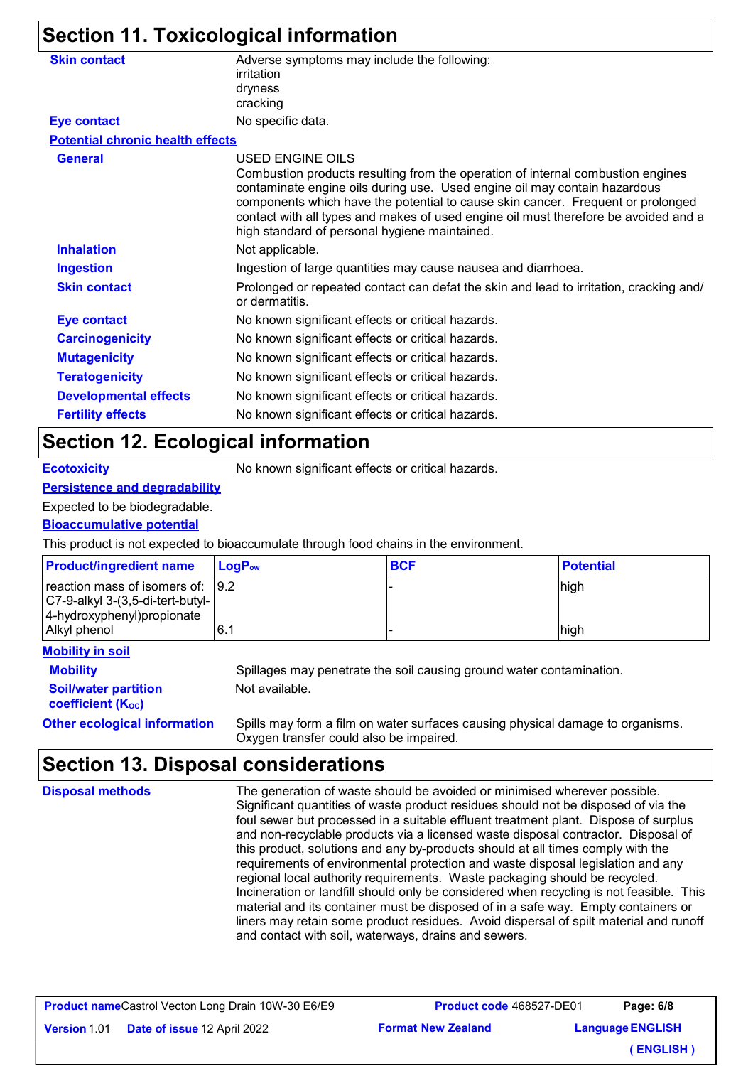## Section 11. Toxicological information

**Skin contact**
Adverse symptoms may include the following:
irritation
dryness
cracking

**Eye contact**
No specific data.

**Potential chronic health effects**

**General**
USED ENGINE OILS
Combustion products resulting from the operation of internal combustion engines contaminate engine oils during use. Used engine oil may contain hazardous components which have the potential to cause skin cancer. Frequent or prolonged contact with all types and makes of used engine oil must therefore be avoided and a high standard of personal hygiene maintained.

**Inhalation**
Not applicable.

**Ingestion**
Ingestion of large quantities may cause nausea and diarrhoea.

**Skin contact**
Prolonged or repeated contact can defat the skin and lead to irritation, cracking and/ or dermatitis.

**Eye contact**
No known significant effects or critical hazards.

**Carcinogenicity**
No known significant effects or critical hazards.

**Mutagenicity**
No known significant effects or critical hazards.

**Teratogenicity**
No known significant effects or critical hazards.

**Developmental effects**
No known significant effects or critical hazards.

**Fertility effects**
No known significant effects or critical hazards.

## Section 12. Ecological information

**Ecotoxicity**
No known significant effects or critical hazards.

**Persistence and degradability**

Expected to be biodegradable.

**Bioaccumulative potential**

This product is not expected to bioaccumulate through food chains in the environment.

| Product/ingredient name | $LogP_{ow}$ | BCF | Potential |
|---|---|---|---|
| reaction mass of isomers of: C7-9-alkyl 3-(3,5-di-tert-butyl-4-hydroxyphenyl)propionate | 9.2 | - | high |
| Alkyl phenol | 6.1 | - | high |

**Mobility in soil**

**Mobility**
Spillages may penetrate the soil causing ground water contamination.

**Soil/water partition coefficient ($K_{OC}$)**
Not available.

**Other ecological information**
Spills may form a film on water surfaces causing physical damage to organisms. Oxygen transfer could also be impaired.

## Section 13. Disposal considerations

**Disposal methods**
The generation of waste should be avoided or minimised wherever possible. Significant quantities of waste product residues should not be disposed of via the foul sewer but processed in a suitable effluent treatment plant. Dispose of surplus and non-recyclable products via a licensed waste disposal contractor. Disposal of this product, solutions and any by-products should at all times comply with the requirements of environmental protection and waste disposal legislation and any regional local authority requirements. Waste packaging should be recycled. Incineration or landfill should only be considered when recycling is not feasible. This material and its container must be disposed of in a safe way. Empty containers or liners may retain some product residues. Avoid dispersal of spilt material and runoff and contact with soil, waterways, drains and sewers.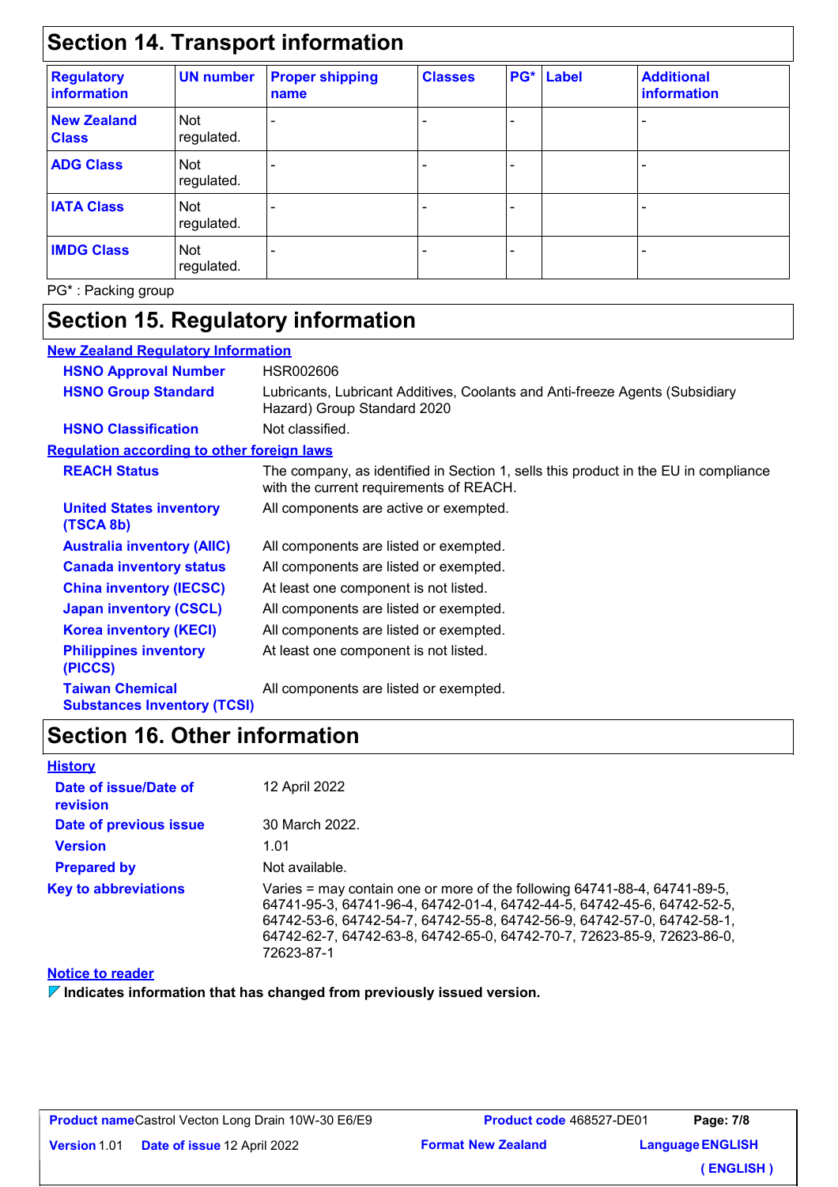## Section 14. Transport information

| Regulatory information | UN number | Proper shipping name | Classes | PG* | Label | Additional information |
|---|---|---|---|---|---|---|
| **New Zealand Class** | Not regulated. | - | - | - | | - |
| **ADG Class** | Not regulated. | - | - | - | | - |
| **IATA Class** | Not regulated. | - | - | - | | - |
| **IMDG Class** | Not regulated. | - | - | - | | - |

PG* : Packing group

## Section 15. Regulatory information

**New Zealand Regulatory Information**

**HSNO Approval Number** HSR002606

**HSNO Group Standard** Lubricants, Lubricant Additives, Coolants and Anti-freeze Agents (Subsidiary Hazard) Group Standard 2020

**HSNO Classification** Not classified.

**Regulation according to other foreign laws**

**REACH Status** The company, as identified in Section 1, sells this product in the EU in compliance with the current requirements of REACH.

**United States inventory (TSCA 8b)** All components are active or exempted.

**Australia inventory (AIIC)** All components are listed or exempted.

**Canada inventory status** All components are listed or exempted.

**China inventory (IECSC)** At least one component is not listed.

**Japan inventory (CSCL)** All components are listed or exempted.

**Korea inventory (KECI)** All components are listed or exempted.

**Philippines inventory (PICCS)** At least one component is not listed.

**Taiwan Chemical Substances Inventory (TCSI)** All components are listed or exempted.

## Section 16. Other information

**History**

**Date of issue/Date of revision** 12 April 2022

**Date of previous issue** 30 March 2022.

**Version** 1.01

**Prepared by** Not available.

**Key to abbreviations** Varies = may contain one or more of the following 64741-88-4, 64741-89-5, 64741-95-3, 64741-96-4, 64742-01-4, 64742-44-5, 64742-45-6, 64742-52-5, 64742-53-6, 64742-54-7, 64742-55-8, 64742-56-9, 64742-57-0, 64742-58-1, 64742-62-7, 64742-63-8, 64742-65-0, 64742-70-7, 72623-85-9, 72623-86-0, 72623-87-1

**Notice to reader**

**Indicates information that has changed from previously issued version.**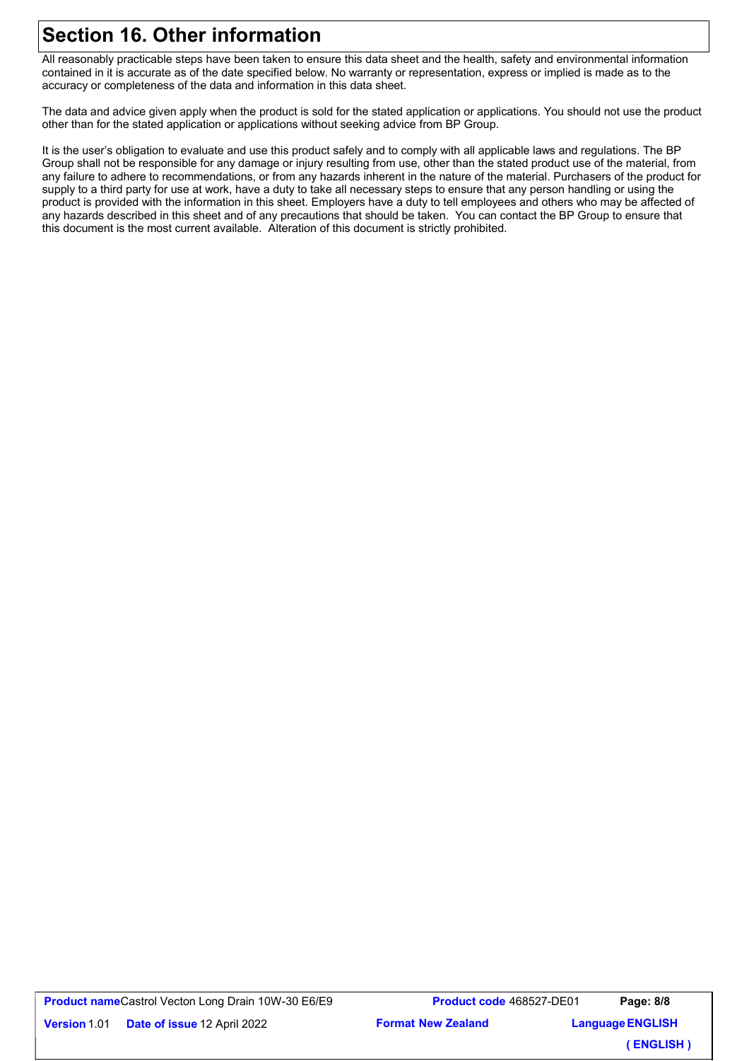## Section 16. Other information

All reasonably practicable steps have been taken to ensure this data sheet and the health, safety and environmental information contained in it is accurate as of the date specified below. No warranty or representation, express or implied is made as to the accuracy or completeness of the data and information in this data sheet.

The data and advice given apply when the product is sold for the stated application or applications. You should not use the product other than for the stated application or applications without seeking advice from BP Group.

It is the user's obligation to evaluate and use this product safely and to comply with all applicable laws and regulations. The BP Group shall not be responsible for any damage or injury resulting from use, other than the stated product use of the material, from any failure to adhere to recommendations, or from any hazards inherent in the nature of the material. Purchasers of the product for supply to a third party for use at work, have a duty to take all necessary steps to ensure that any person handling or using the product is provided with the information in this sheet. Employers have a duty to tell employees and others who may be affected of any hazards described in this sheet and of any precautions that should be taken. You can contact the BP Group to ensure that this document is the most current available. Alteration of this document is strictly prohibited.